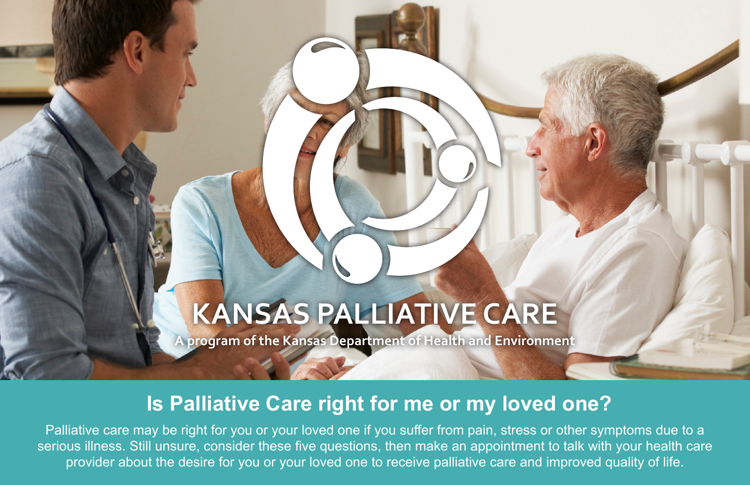# KANSAS PALLIATIVE CARE

A program of the Kansas Department of Health and Environment

## Is Palliative Care right for me or my loved one?

Palliative care may be right for you or your loved one if you suffer from pain, stress or other symptoms due to a serious illness. Still unsure, consider these five questions, then make an appointment to talk with your health care provider about the desire for you or your loved one to receive palliative care and improved quality of life.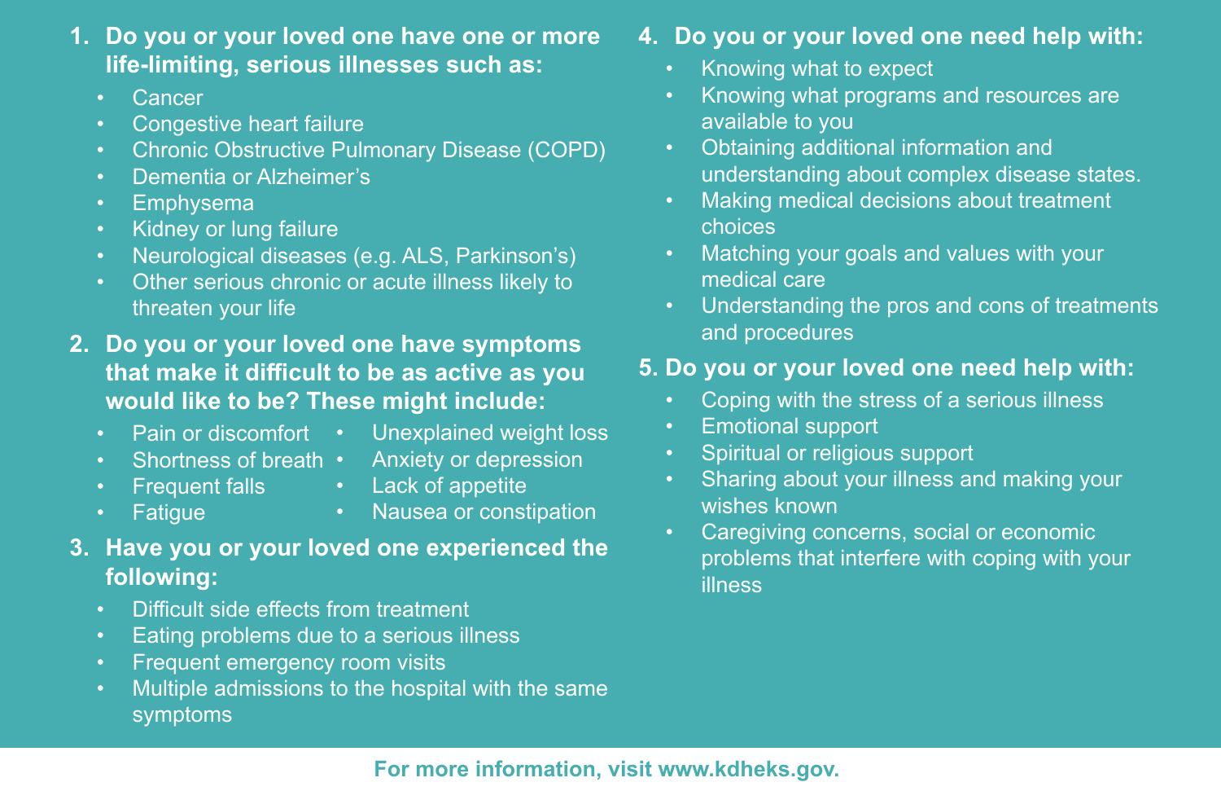1. **Do you or your loved one have one or more life-limiting, serious illnesses such as:**
   - Cancer
   - Congestive heart failure
   - Chronic Obstructive Pulmonary Disease (COPD)
   - Dementia or Alzheimer's
   - Emphysema
   - Kidney or lung failure
   - Neurological diseases (e.g. ALS, Parkinson's)
   - Other serious chronic or acute illness likely to threaten your life

2. **Do you or your loved one have symptoms that make it difficult to be as active as you would like to be? These might include:**
   - Pain or discomfort
   - Shortness of breath
   - Frequent falls
   - Fatigue
   - Unexplained weight loss
   - Anxiety or depression
   - Lack of appetite
   - Nausea or constipation

3. **Have you or your loved one experienced the following:**
   - Difficult side effects from treatment
   - Eating problems due to a serious illness
   - Frequent emergency room visits
   - Multiple admissions to the hospital with the same symptoms

4. **Do you or your loved one need help with:**
   - Knowing what to expect
   - Knowing what programs and resources are available to you
   - Obtaining additional information and understanding about complex disease states.
   - Making medical decisions about treatment choices
   - Matching your goals and values with your medical care
   - Understanding the pros and cons of treatments and procedures

5. **Do you or your loved one need help with:**
   - Coping with the stress of a serious illness
   - Emotional support
   - Spiritual or religious support
   - Sharing about your illness and making your wishes known
   - Caregiving concerns, social or economic problems that interfere with coping with your illness

**For more information, visit www.kdheks.gov.**